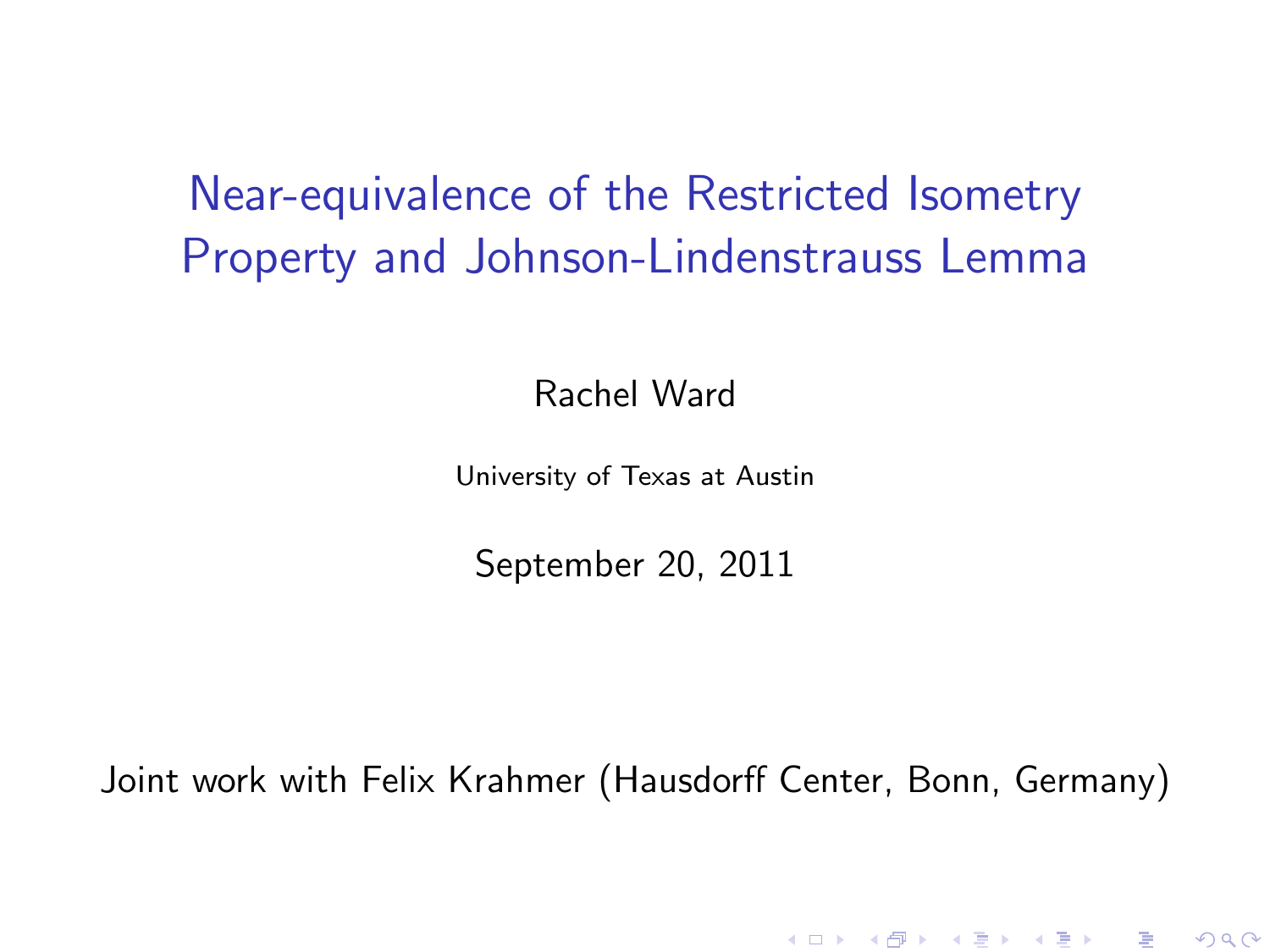# Near-equivalence of the Restricted Isometry Property and Johnson-Lindenstrauss Lemma

Rachel Ward

University of Texas at Austin

September 20, 2011

Joint work with Felix Krahmer (Hausdorff Center, Bonn, Germany)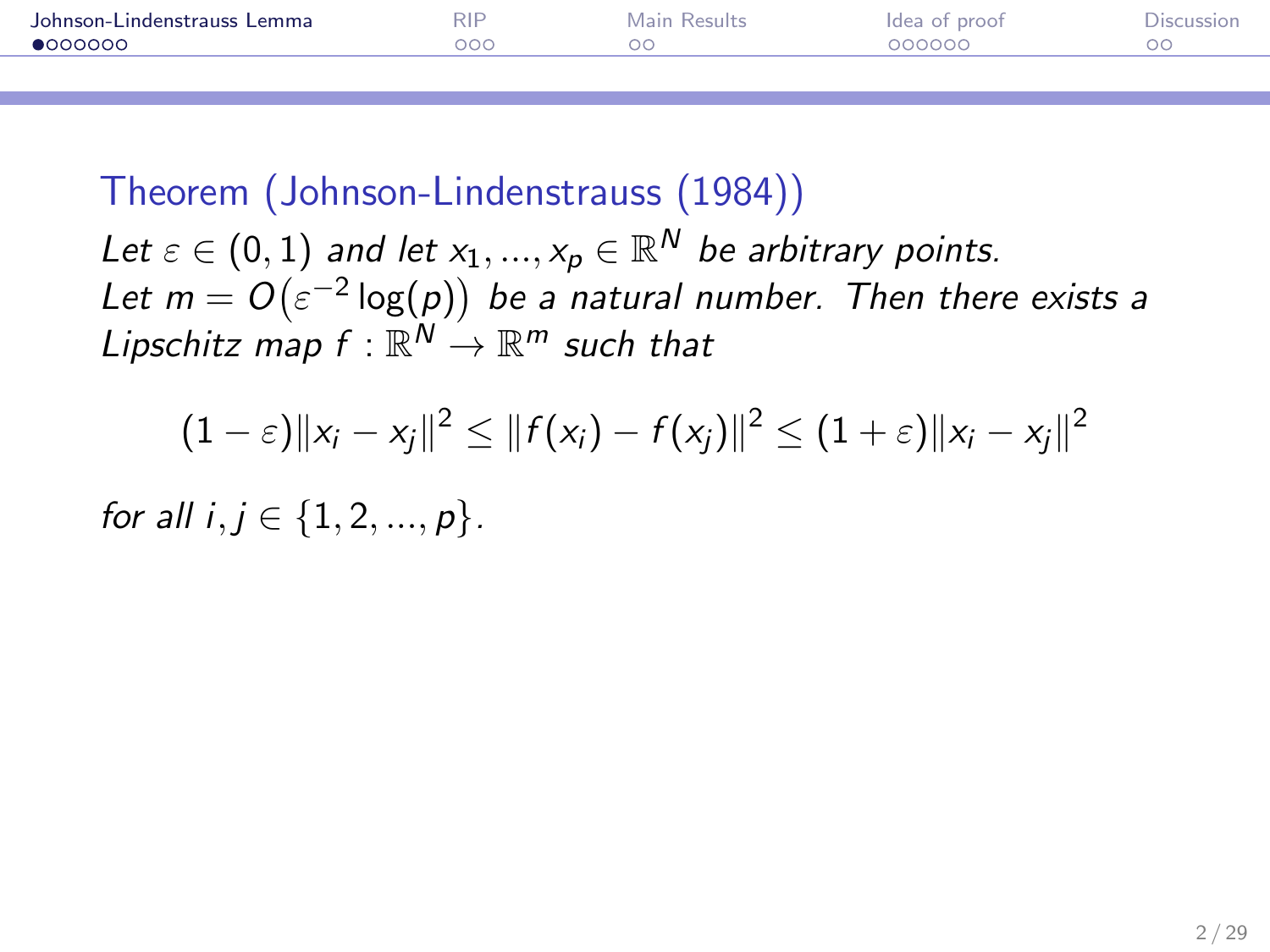**Theorem (Johnson-Lindenstrauss (1984))**

*Let $\varepsilon \in (0,1)$ and let $x_1, ..., x_p \in \mathbb{R}^N$ be arbitrary points. Let $m = O\big(\varepsilon^{-2}\log(p)\big)$ be a natural number. Then there exists a Lipschitz map $f : \mathbb{R}^N \to \mathbb{R}^m$ such that*

$$(1-\varepsilon)\|x_i - x_j\|^2 \le \|f(x_i) - f(x_j)\|^2 \le (1+\varepsilon)\|x_i - x_j\|^2$$

*for all $i, j \in \{1, 2, ..., p\}$.*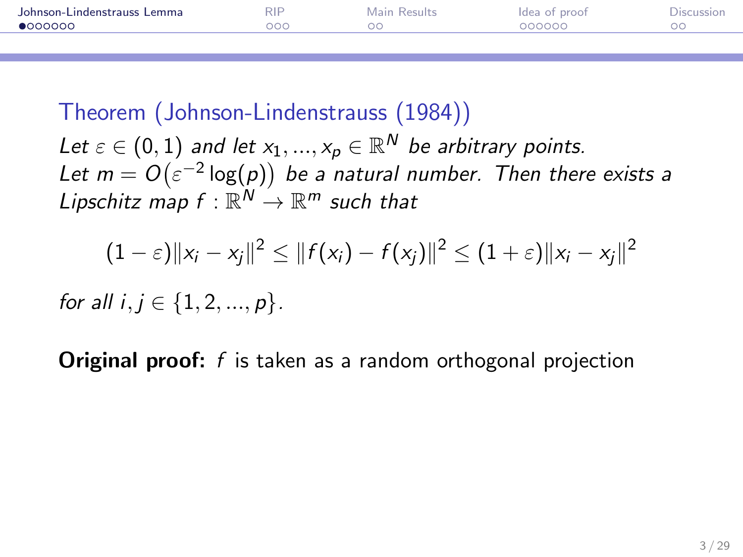### Theorem (Johnson-Lindenstrauss (1984))

*Let $\varepsilon \in (0,1)$ and let $x_1, ..., x_p \in \mathbb{R}^N$ be arbitrary points. Let $m = O\big(\varepsilon^{-2}\log(p)\big)$ be a natural number. Then there exists a Lipschitz map $f : \mathbb{R}^N \to \mathbb{R}^m$ such that*

$$(1-\varepsilon)\|x_i - x_j\|^2 \leq \|f(x_i) - f(x_j)\|^2 \leq (1+\varepsilon)\|x_i - x_j\|^2$$

*for all $i, j \in \{1, 2, ..., p\}$.*

**Original proof:** $f$ is taken as a random orthogonal projection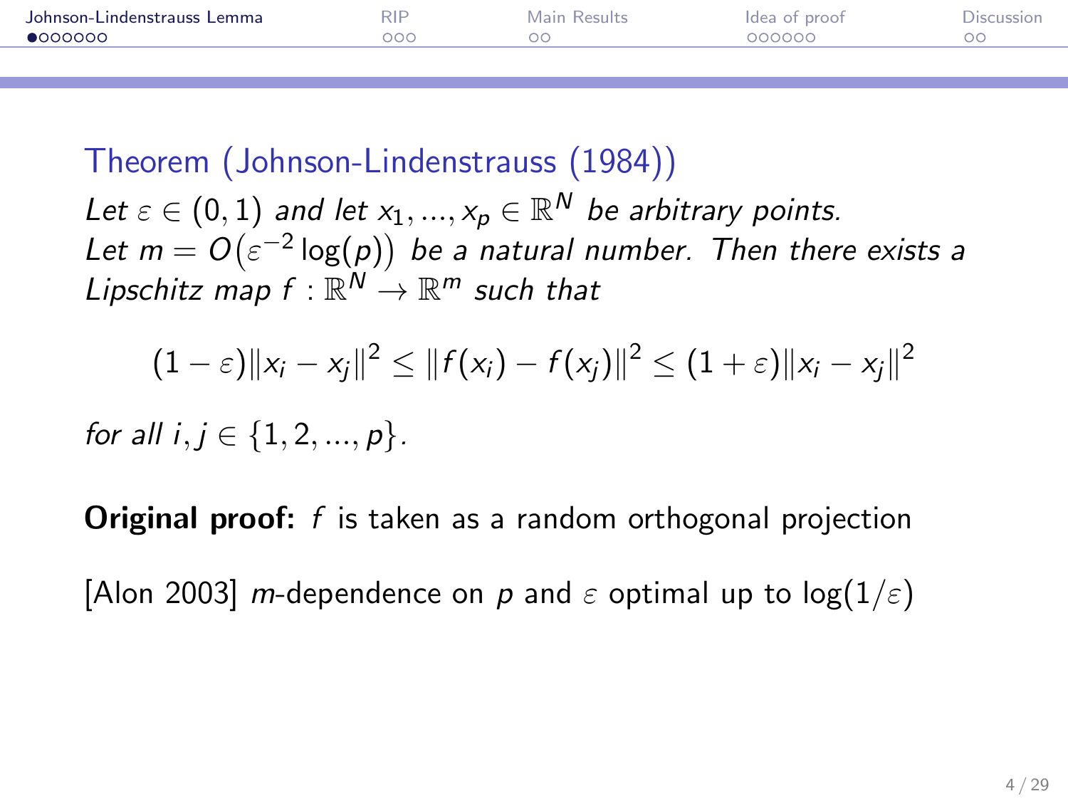### Theorem (Johnson-Lindenstrauss (1984))

*Let $\varepsilon \in (0,1)$ and let $x_1, ..., x_p \in \mathbb{R}^N$ be arbitrary points. Let $m = O\big(\varepsilon^{-2}\log(p)\big)$ be a natural number. Then there exists a Lipschitz map $f : \mathbb{R}^N \to \mathbb{R}^m$ such that*

$$(1-\varepsilon)\|x_i - x_j\|^2 \leq \|f(x_i) - f(x_j)\|^2 \leq (1+\varepsilon)\|x_i - x_j\|^2$$

*for all $i, j \in \{1, 2, ..., p\}$.*

**Original proof:** $f$ is taken as a random orthogonal projection

[Alon 2003] $m$-dependence on $p$ and $\varepsilon$ optimal up to $\log(1/\varepsilon)$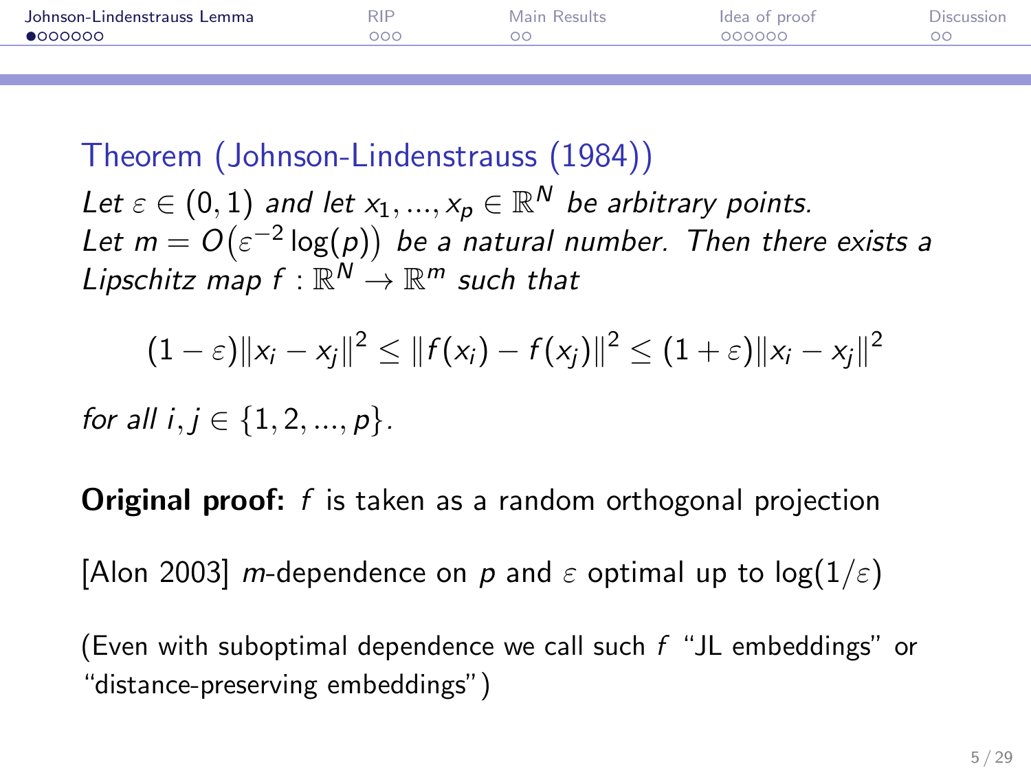**Theorem (Johnson-Lindenstrauss (1984))**

*Let $\varepsilon \in (0,1)$ and let $x_1, ..., x_p \in \mathbb{R}^N$ be arbitrary points. Let $m = O(\varepsilon^{-2}\log(p))$ be a natural number. Then there exists a Lipschitz map $f : \mathbb{R}^N \to \mathbb{R}^m$ such that*

$$(1-\varepsilon)\|x_i - x_j\|^2 \leq \|f(x_i) - f(x_j)\|^2 \leq (1+\varepsilon)\|x_i - x_j\|^2$$

*for all $i, j \in \{1, 2, ..., p\}$.*

**Original proof:** $f$ is taken as a random orthogonal projection

[Alon 2003] $m$-dependence on $p$ and $\varepsilon$ optimal up to $\log(1/\varepsilon)$

(Even with suboptimal dependence we call such $f$ "JL embeddings" or "distance-preserving embeddings")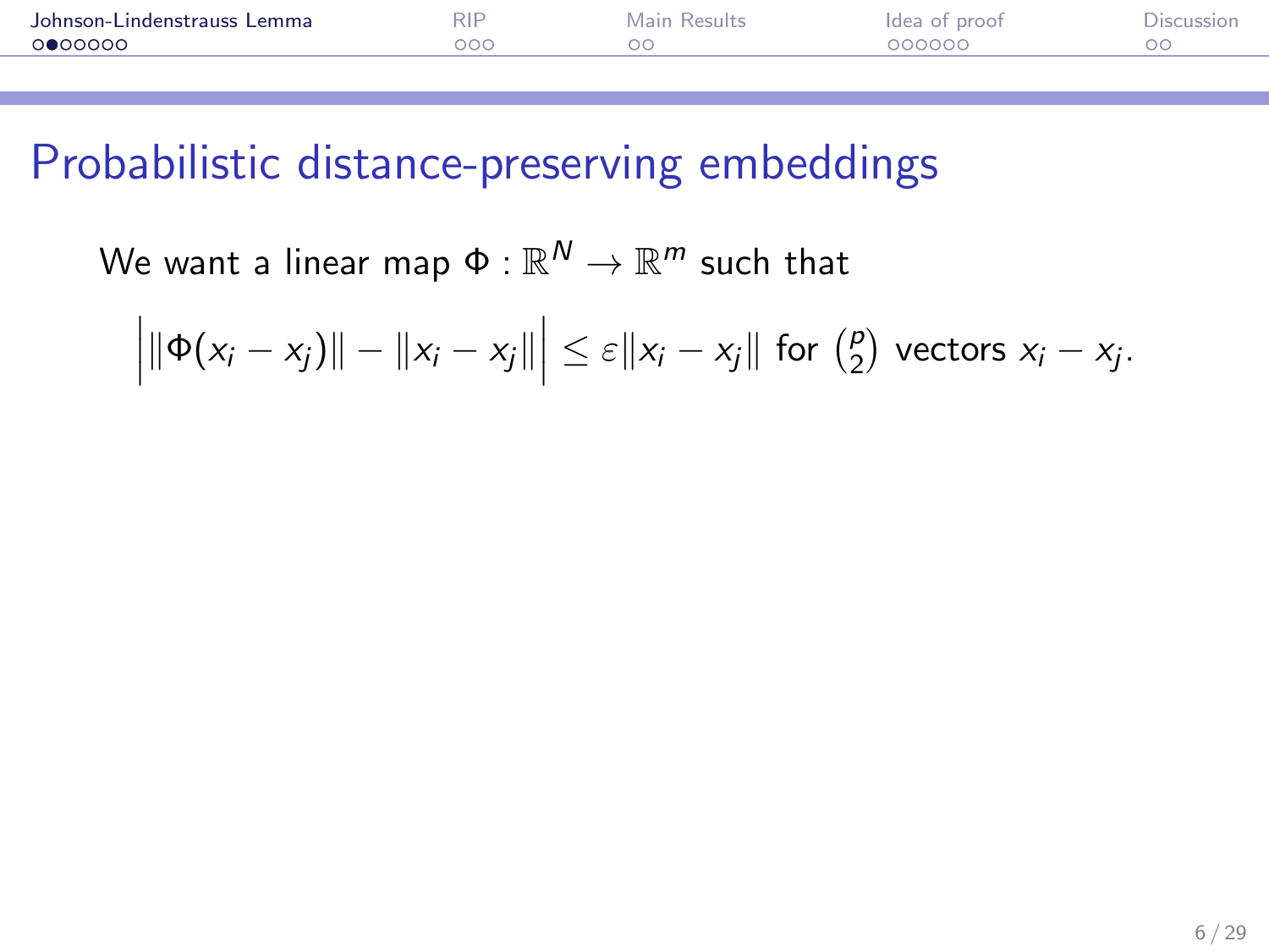# Probabilistic distance-preserving embeddings

We want a linear map $\Phi : \mathbb{R}^N \to \mathbb{R}^m$ such that

$$\Big| \|\Phi(x_i - x_j)\| - \|x_i - x_j\| \Big| \leq \varepsilon \|x_i - x_j\| \text{ for } \binom{p}{2} \text{ vectors } x_i - x_j.$$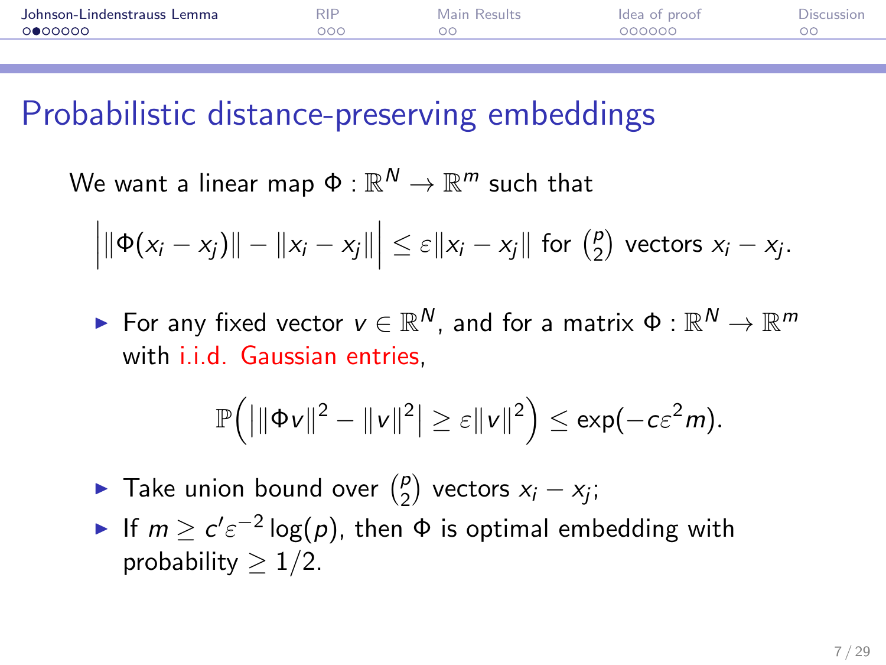## Probabilistic distance-preserving embeddings

We want a linear map $\Phi : \mathbb{R}^N \to \mathbb{R}^m$ such that

$$\Big| \|\Phi(x_i - x_j)\| - \|x_i - x_j\| \Big| \leq \varepsilon \|x_i - x_j\| \text{ for } \binom{p}{2} \text{ vectors } x_i - x_j.$$

- For any fixed vector $v \in \mathbb{R}^N$, and for a matrix $\Phi : \mathbb{R}^N \to \mathbb{R}^m$ with i.i.d. Gaussian entries,

$$\mathbb{P}\Big( \big| \|\Phi v\|^2 - \|v\|^2 \big| \geq \varepsilon \|v\|^2 \Big) \leq \exp(-c\varepsilon^2 m).$$

- Take union bound over $\binom{p}{2}$ vectors $x_i - x_j$;
- If $m \geq c' \varepsilon^{-2} \log(p)$, then $\Phi$ is optimal embedding with probability $\geq 1/2$.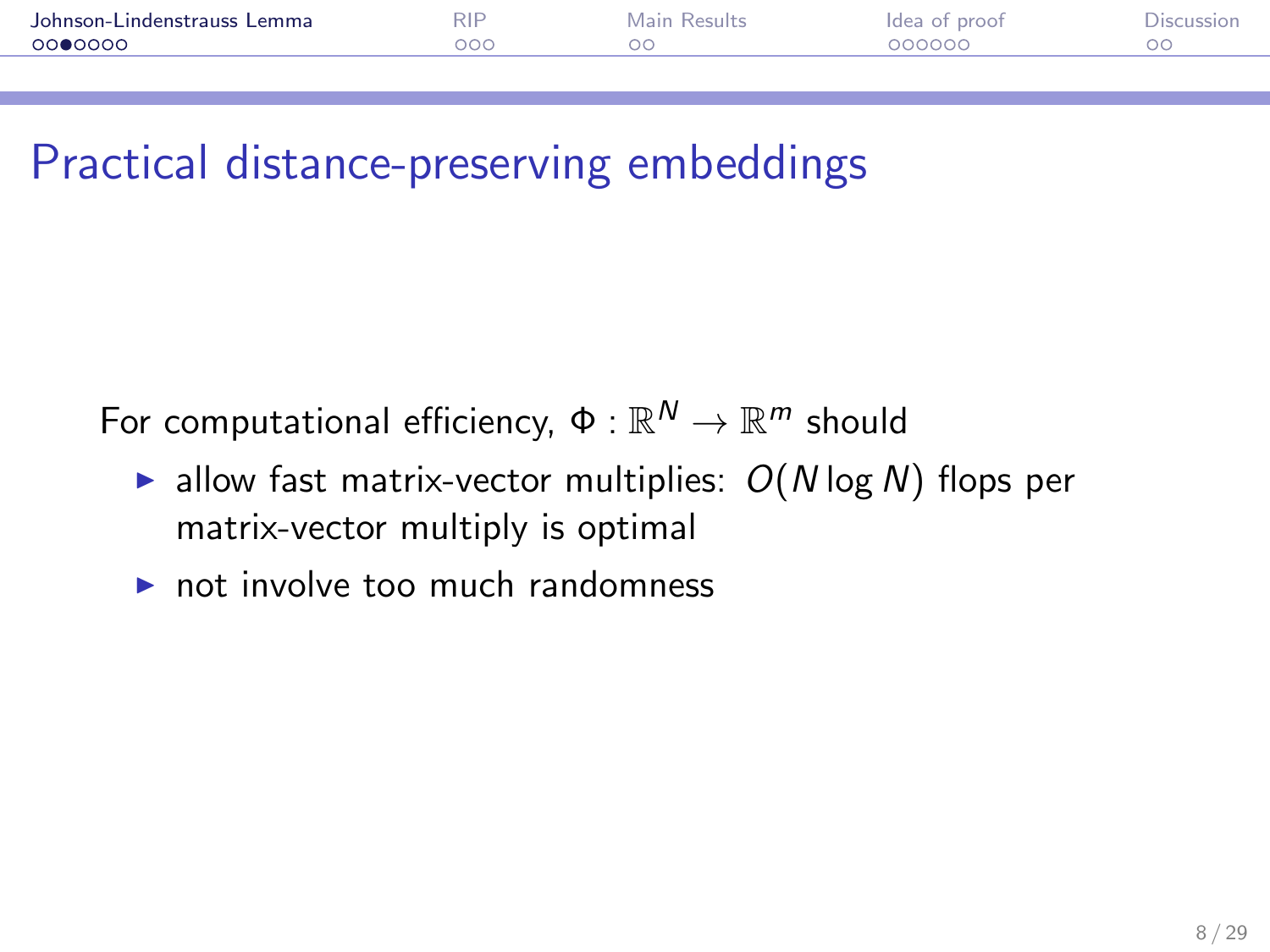## Practical distance-preserving embeddings

For computational efficiency, $\Phi : \mathbb{R}^N \to \mathbb{R}^m$ should

- allow fast matrix-vector multiplies: $O(N \log N)$ flops per matrix-vector multiply is optimal
- not involve too much randomness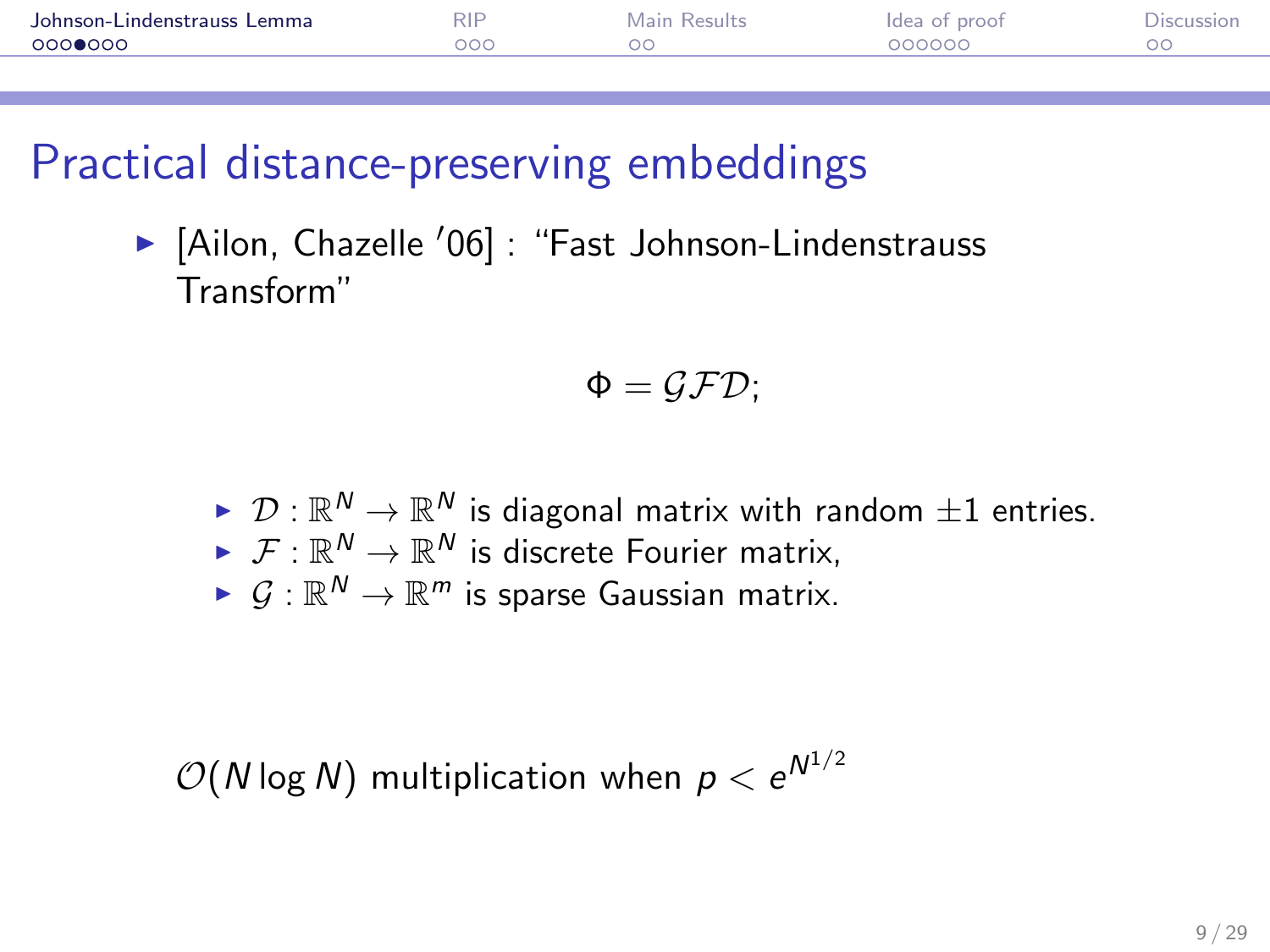# Practical distance-preserving embeddings

- [Ailon, Chazelle '06] : "Fast Johnson-Lindenstrauss Transform"

$$\Phi = \mathcal{G}\mathcal{F}\mathcal{D};$$

  - $\mathcal{D} : \mathbb{R}^N \to \mathbb{R}^N$ is diagonal matrix with random $\pm 1$ entries.
  - $\mathcal{F} : \mathbb{R}^N \to \mathbb{R}^N$ is discrete Fourier matrix,
  - $\mathcal{G} : \mathbb{R}^N \to \mathbb{R}^m$ is sparse Gaussian matrix.

$\mathcal{O}(N \log N)$ multiplication when $p < e^{N^{1/2}}$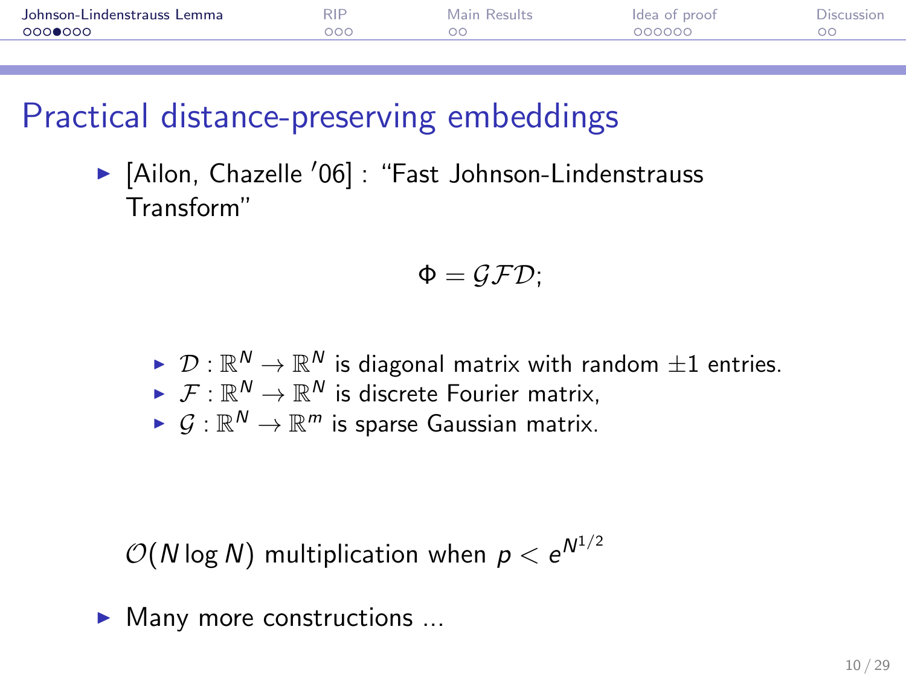# Practical distance-preserving embeddings

- [Ailon, Chazelle '06] : "Fast Johnson-Lindenstrauss Transform"

$$\Phi = \mathcal{G}\mathcal{F}\mathcal{D};$$

  - $\mathcal{D} : \mathbb{R}^N \to \mathbb{R}^N$ is diagonal matrix with random $\pm 1$ entries.
  - $\mathcal{F} : \mathbb{R}^N \to \mathbb{R}^N$ is discrete Fourier matrix,
  - $\mathcal{G} : \mathbb{R}^N \to \mathbb{R}^m$ is sparse Gaussian matrix.

$\mathcal{O}(N \log N)$ multiplication when $p < e^{N^{1/2}}$

- Many more constructions ...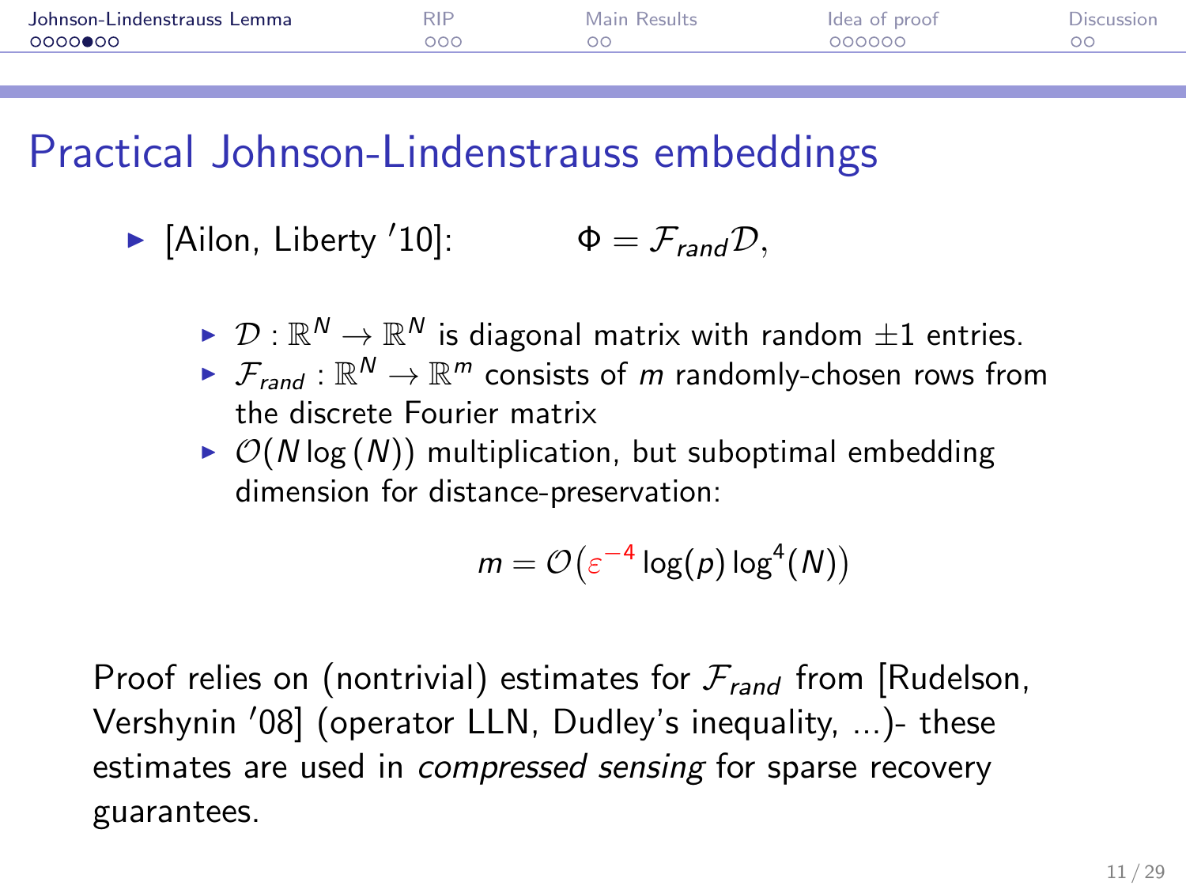# Practical Johnson-Lindenstrauss embeddings

- [Ailon, Liberty '10]: $\Phi = \mathcal{F}_{rand}\mathcal{D}$,
  - $\mathcal{D} : \mathbb{R}^N \to \mathbb{R}^N$ is diagonal matrix with random $\pm 1$ entries.
  - $\mathcal{F}_{rand} : \mathbb{R}^N \to \mathbb{R}^m$ consists of $m$ randomly-chosen rows from the discrete Fourier matrix
  - $\mathcal{O}(N \log(N))$ multiplication, but suboptimal embedding dimension for distance-preservation:

$$m = \mathcal{O}\big(\varepsilon^{-4} \log(p) \log^4(N)\big)$$

Proof relies on (nontrivial) estimates for $\mathcal{F}_{rand}$ from [Rudelson, Vershynin '08] (operator LLN, Dudley's inequality, ...)- these estimates are used in *compressed sensing* for sparse recovery guarantees.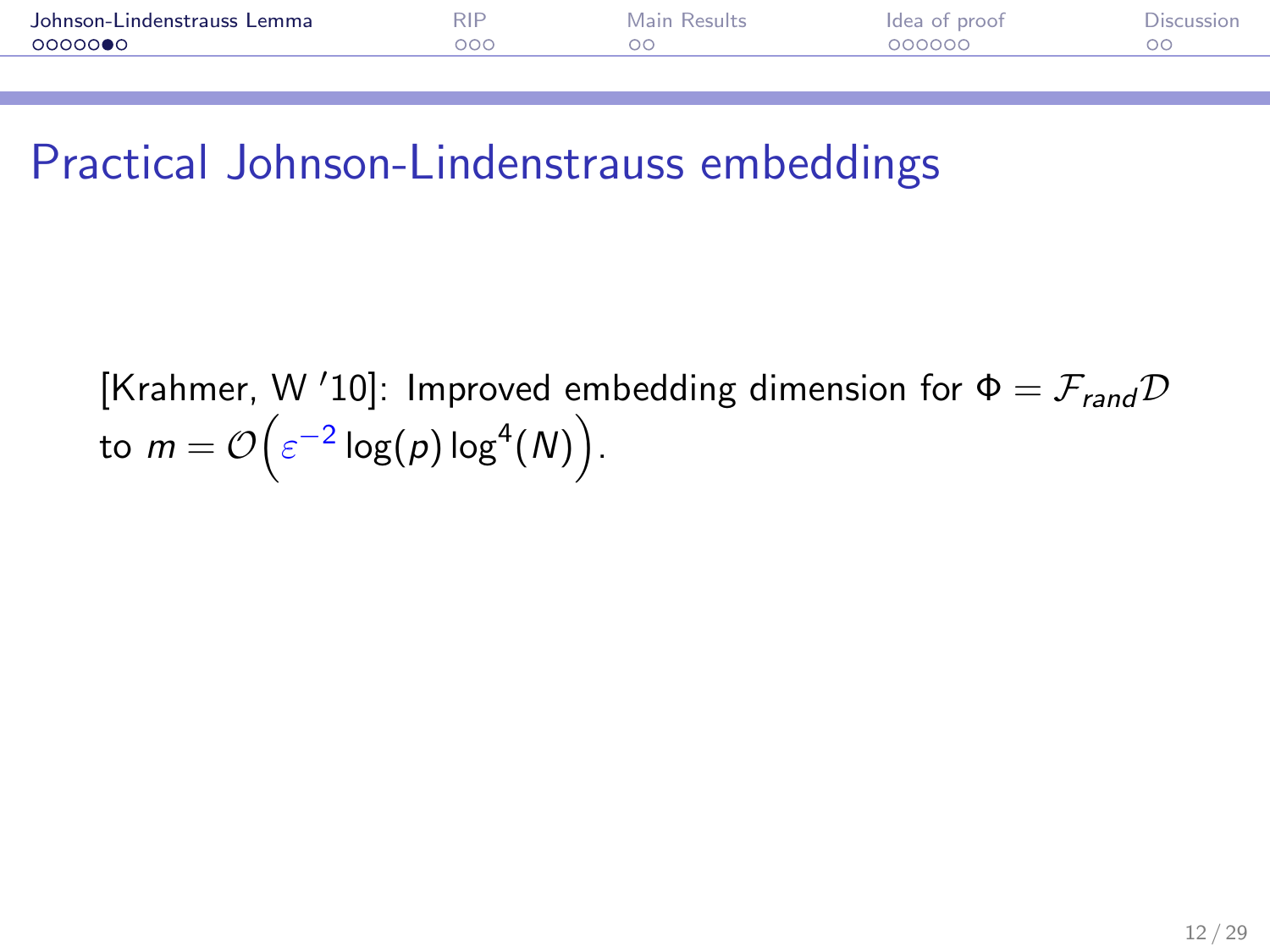# Practical Johnson-Lindenstrauss embeddings

[Krahmer, W '10]: Improved embedding dimension for $\Phi = \mathcal{F}_{rand}\mathcal{D}$ to $m = \mathcal{O}\Big(\varepsilon^{-2} \log(p) \log^4(N)\Big)$.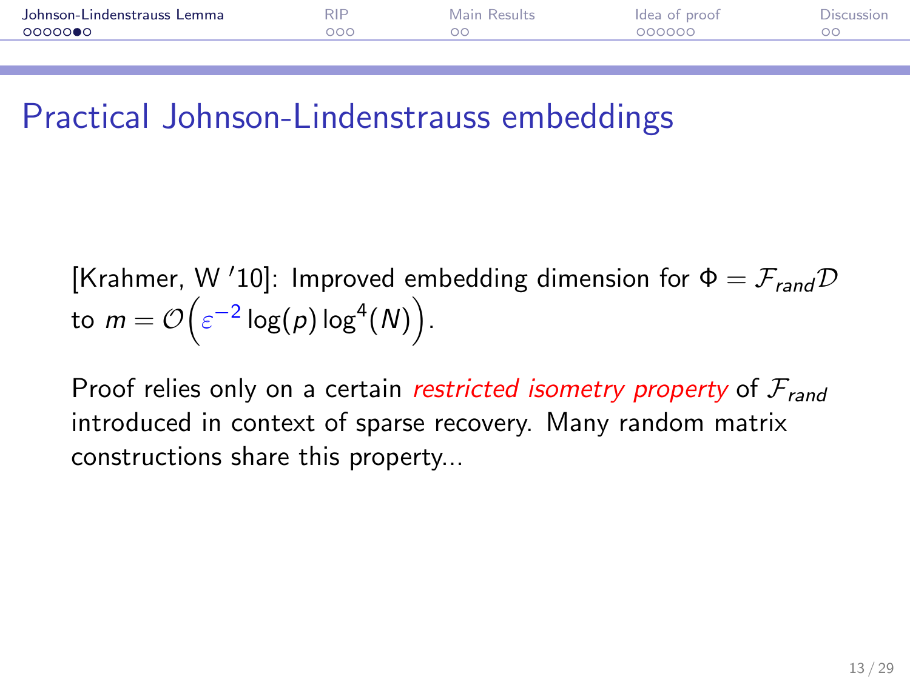# Practical Johnson-Lindenstrauss embeddings

[Krahmer, W '10]: Improved embedding dimension for $\Phi = \mathcal{F}_{rand}\mathcal{D}$ to $m = \mathcal{O}\Big(\varepsilon^{-2} \log(p) \log^4(N)\Big)$.

Proof relies only on a certain *restricted isometry property* of $\mathcal{F}_{rand}$ introduced in context of sparse recovery. Many random matrix constructions share this property...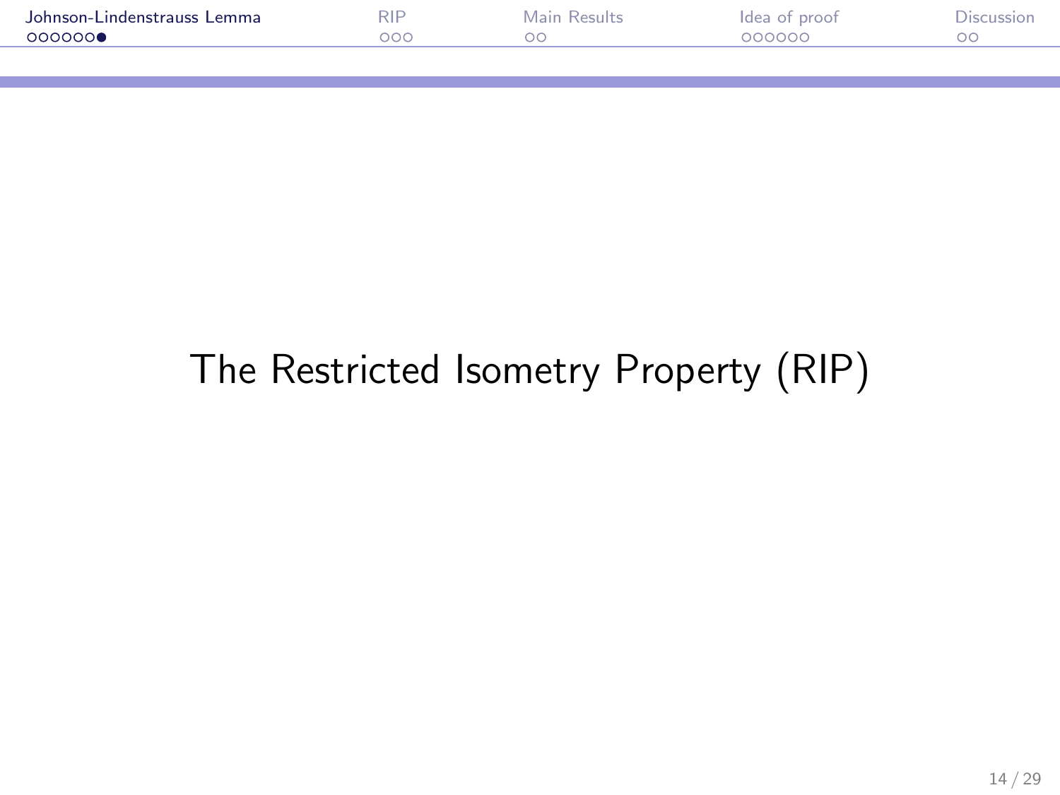# The Restricted Isometry Property (RIP)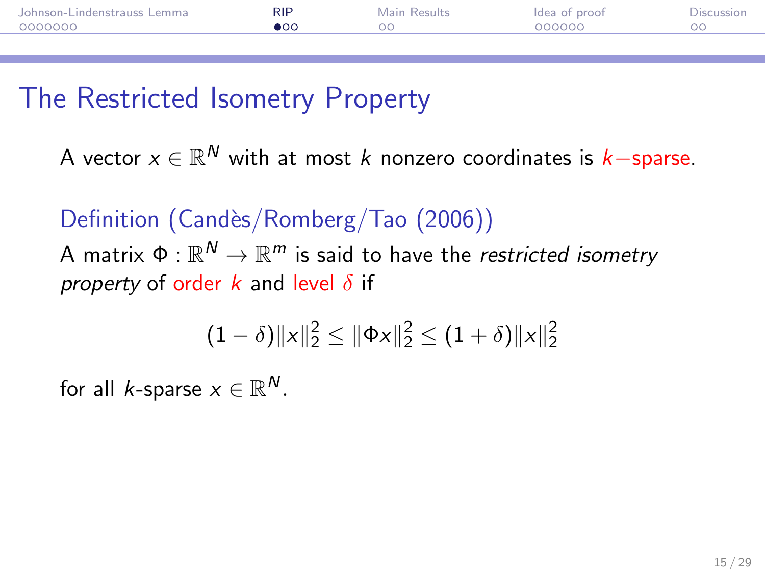# The Restricted Isometry Property

A vector $x \in \mathbb{R}^N$ with at most $k$ nonzero coordinates is $k-$sparse.

**Definition (Candès/Romberg/Tao (2006))**

A matrix $\Phi : \mathbb{R}^N \to \mathbb{R}^m$ is said to have the *restricted isometry property* of order $k$ and level $\delta$ if

$$(1 - \delta)\|x\|_2^2 \leq \|\Phi x\|_2^2 \leq (1 + \delta)\|x\|_2^2$$

for all $k$-sparse $x \in \mathbb{R}^N$.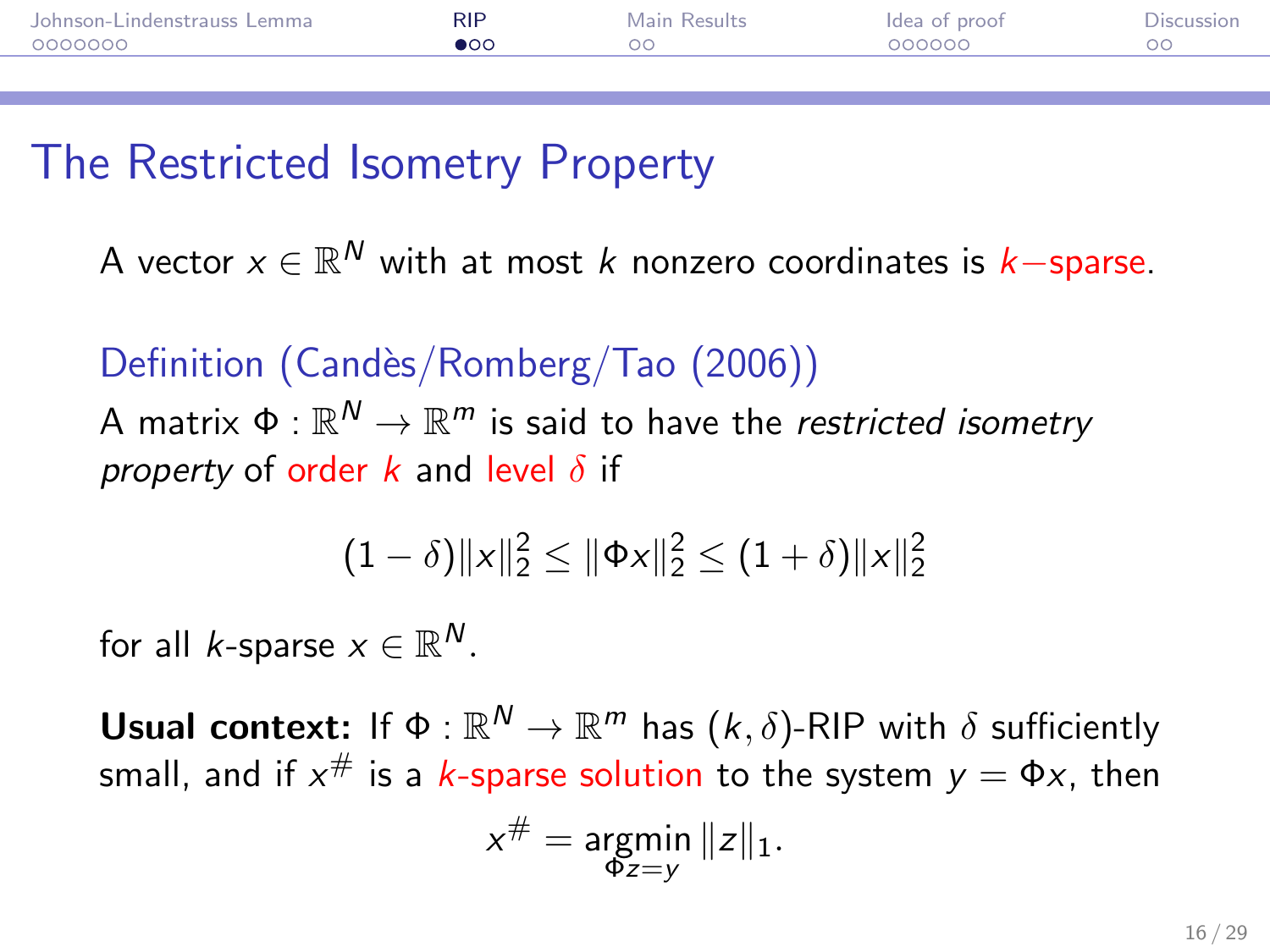# The Restricted Isometry Property

A vector $x \in \mathbb{R}^N$ with at most $k$ nonzero coordinates is $k$−sparse.

**Definition (Candès/Romberg/Tao (2006))**

A matrix $\Phi : \mathbb{R}^N \to \mathbb{R}^m$ is said to have the *restricted isometry property* of order $k$ and level $\delta$ if

$$(1-\delta)\|x\|_2^2 \leq \|\Phi x\|_2^2 \leq (1+\delta)\|x\|_2^2$$

for all $k$-sparse $x \in \mathbb{R}^N$.

**Usual context:** If $\Phi : \mathbb{R}^N \to \mathbb{R}^m$ has $(k, \delta)$-RIP with $\delta$ sufficiently small, and if $x^\#$ is a $k$-sparse solution to the system $y = \Phi x$, then

$$x^\# = \underset{\Phi z = y}{\operatorname{argmin}} \|z\|_1.$$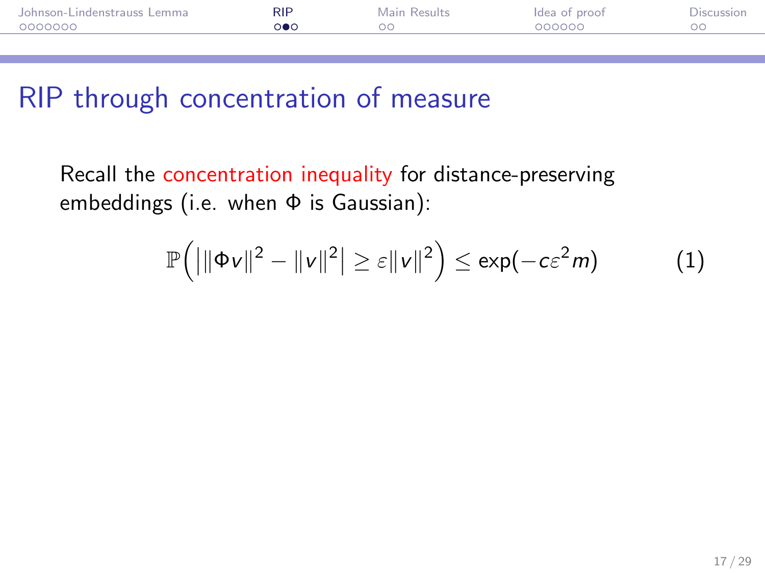# RIP through concentration of measure

Recall the concentration inequality for distance-preserving embeddings (i.e. when $\Phi$ is Gaussian):

$$\mathbb{P}\Big(\big|\|\Phi v\|^2 - \|v\|^2\big| \geq \varepsilon \|v\|^2\Big) \leq \exp(-c\varepsilon^2 m) \qquad (1)$$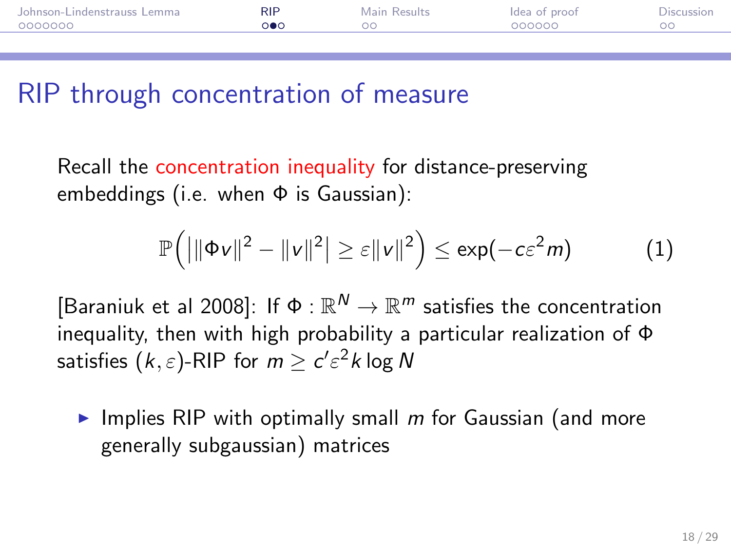# RIP through concentration of measure

Recall the concentration inequality for distance-preserving embeddings (i.e. when $\Phi$ is Gaussian):

$$\mathbb{P}\Big(\big|\|\Phi v\|^2 - \|v\|^2\big| \geq \varepsilon \|v\|^2\Big) \leq \exp(-c\varepsilon^2 m) \tag{1}$$

[Baraniuk et al 2008]: If $\Phi : \mathbb{R}^N \to \mathbb{R}^m$ satisfies the concentration inequality, then with high probability a particular realization of $\Phi$ satisfies $(k, \varepsilon)$-RIP for $m \geq c' \varepsilon^2 k \log N$

- Implies RIP with optimally small $m$ for Gaussian (and more generally subgaussian) matrices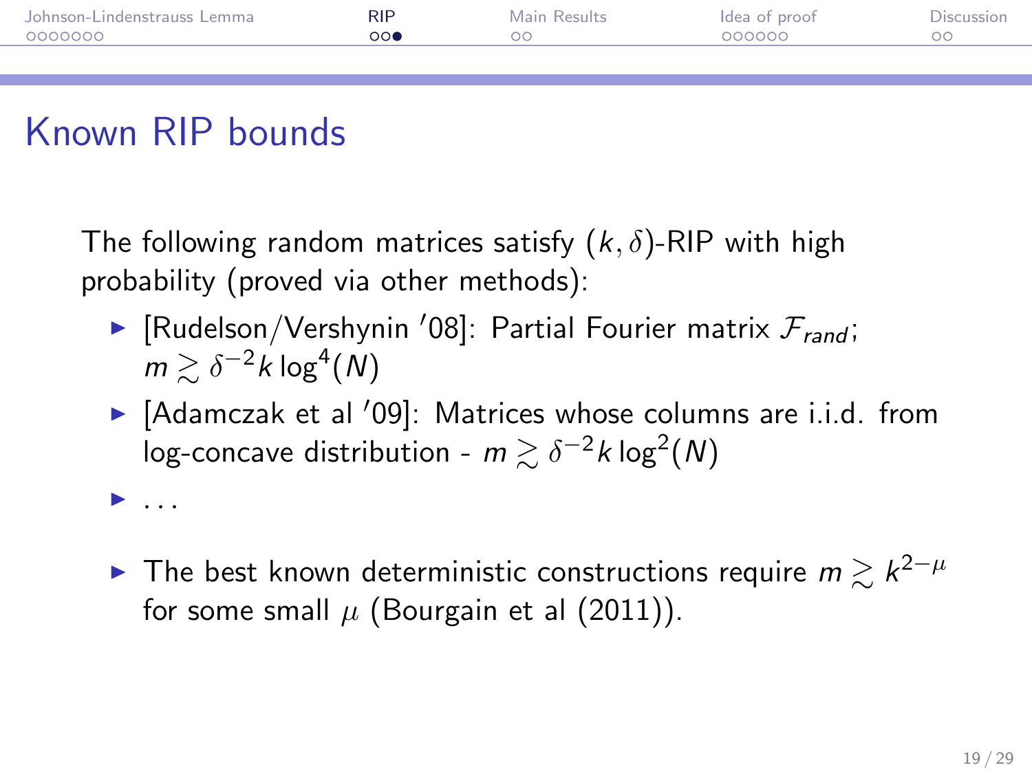# Known RIP bounds

The following random matrices satisfy $(k, \delta)$-RIP with high probability (proved via other methods):

- [Rudelson/Vershynin '08]: Partial Fourier matrix $\mathcal{F}_{rand}$; $m \gtrsim \delta^{-2} k \log^4(N)$
- [Adamczak et al '09]: Matrices whose columns are i.i.d. from log-concave distribution - $m \gtrsim \delta^{-2} k \log^2(N)$
- ...
- The best known deterministic constructions require $m \gtrsim k^{2-\mu}$ for some small $\mu$ (Bourgain et al (2011)).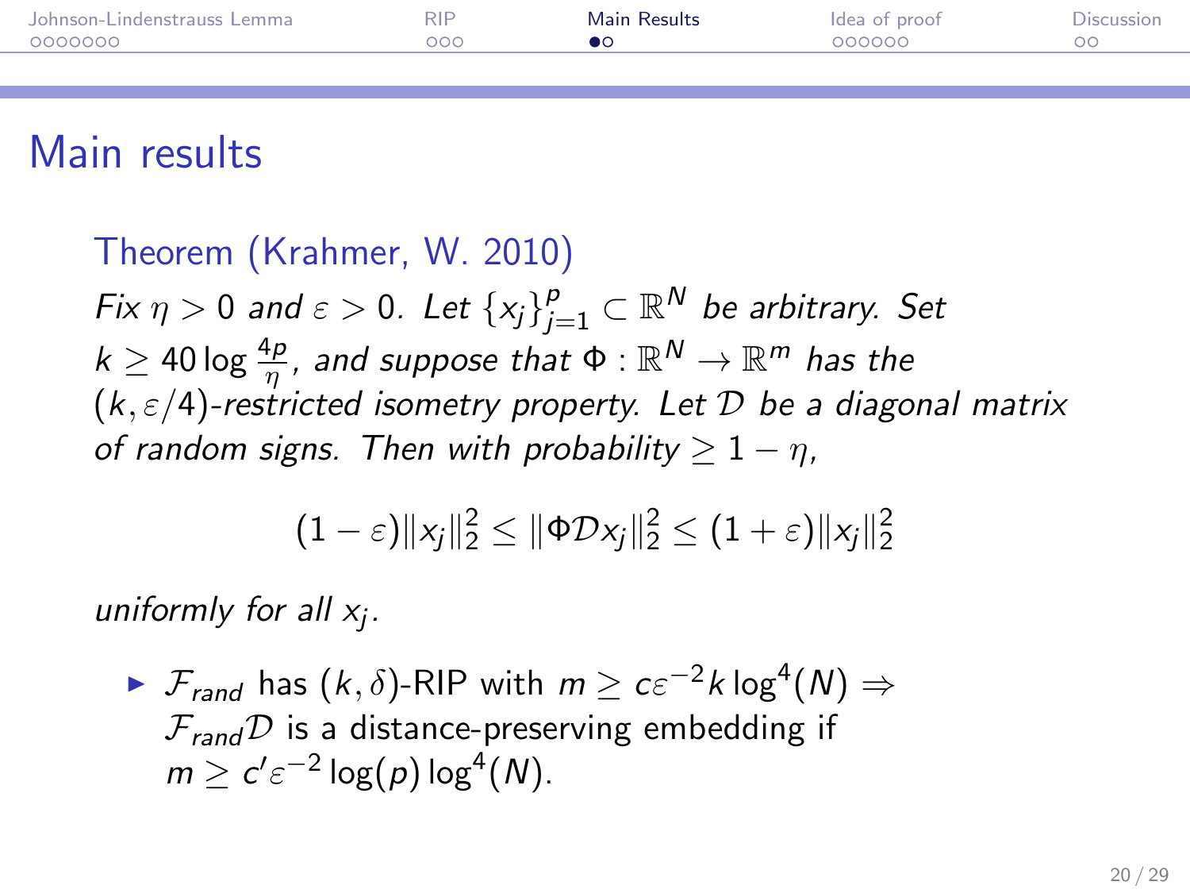# Main results

**Theorem (Krahmer, W. 2010)**

*Fix $\eta > 0$ and $\varepsilon > 0$. Let $\{x_j\}_{j=1}^{p} \subset \mathbb{R}^N$ be arbitrary. Set $k \geq 40 \log \frac{4p}{\eta}$, and suppose that $\Phi : \mathbb{R}^N \to \mathbb{R}^m$ has the $(k, \varepsilon/4)$-restricted isometry property. Let $\mathcal{D}$ be a diagonal matrix of random signs. Then with probability $\geq 1 - \eta$,*

$$(1-\varepsilon)\|x_j\|_2^2 \leq \|\Phi \mathcal{D} x_j\|_2^2 \leq (1+\varepsilon)\|x_j\|_2^2$$

*uniformly for all $x_j$.*

- $\mathcal{F}_{rand}$ has $(k, \delta)$-RIP with $m \geq c\varepsilon^{-2} k \log^4(N) \Rightarrow$ $\mathcal{F}_{rand}\mathcal{D}$ is a distance-preserving embedding if $m \geq c'\varepsilon^{-2} \log(p) \log^4(N)$.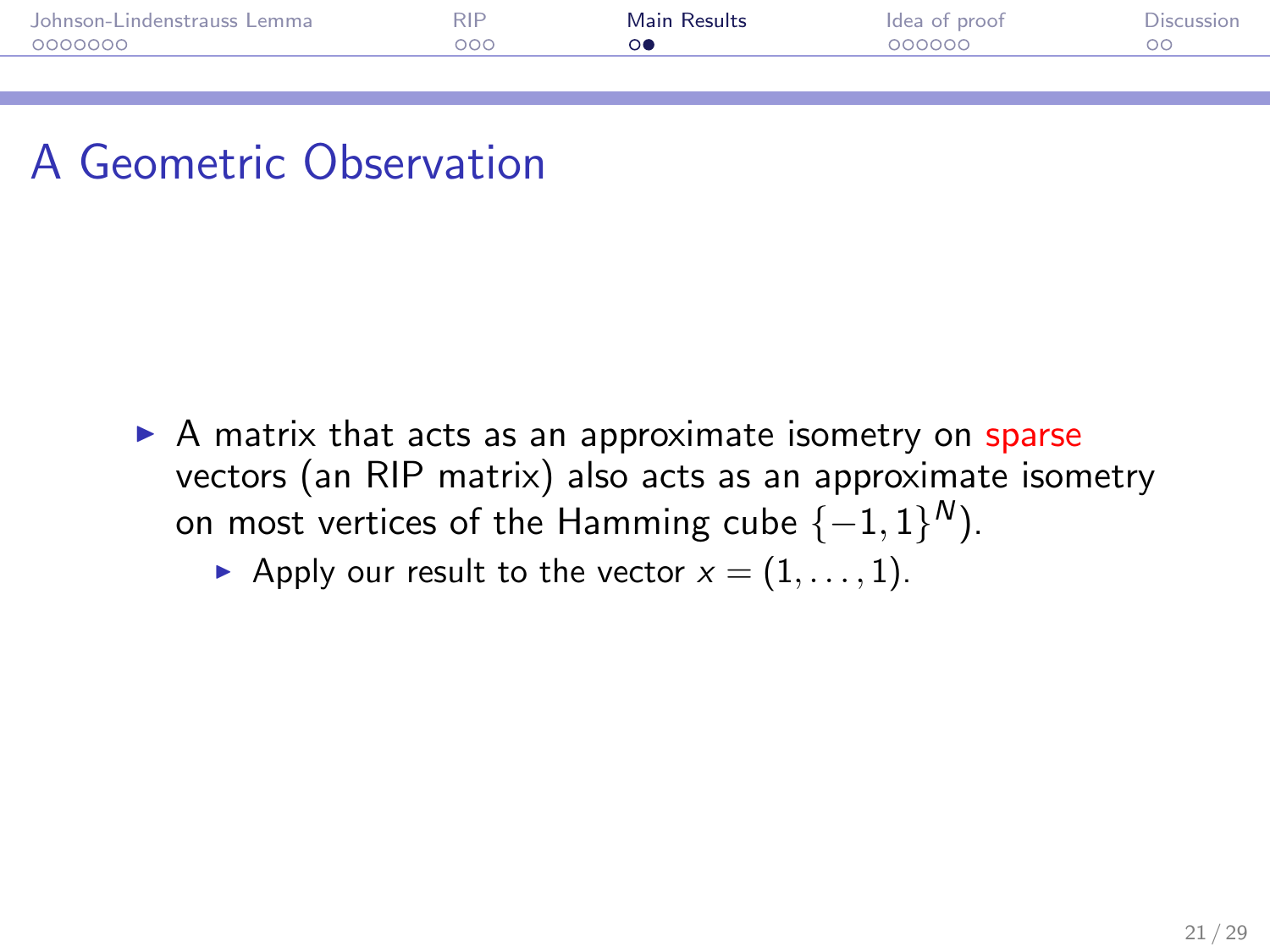# A Geometric Observation

- A matrix that acts as an approximate isometry on sparse vectors (an RIP matrix) also acts as an approximate isometry on most vertices of the Hamming cube $\{-1, 1\}^N$).
  - Apply our result to the vector $x = (1, \ldots, 1)$.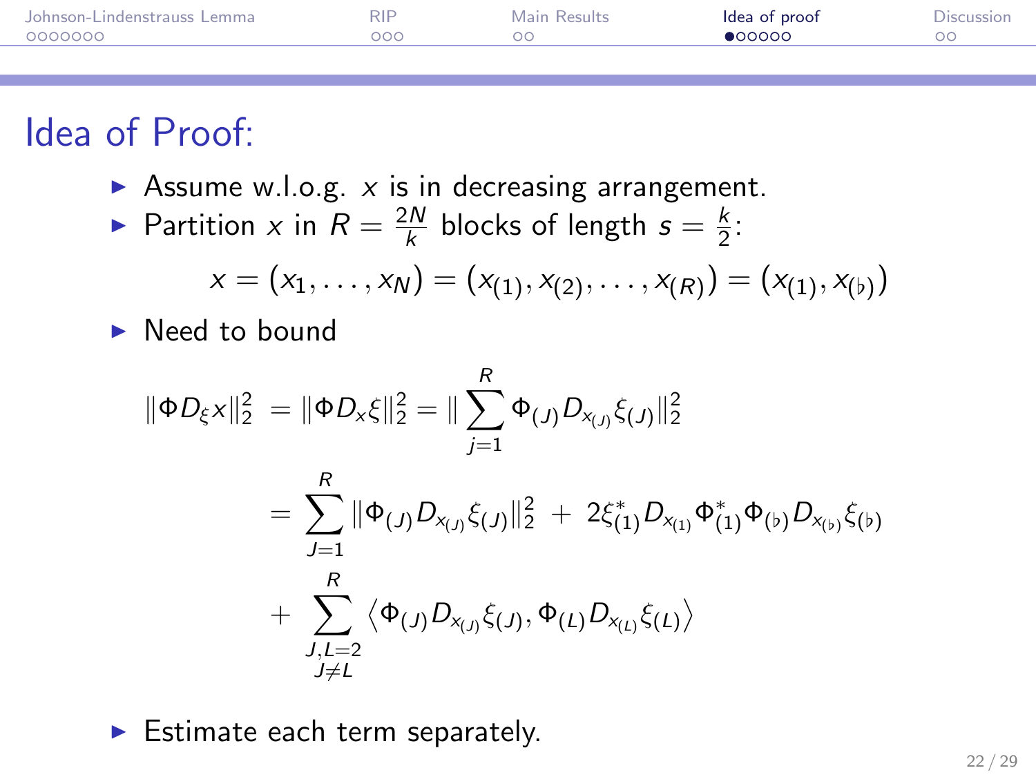# Idea of Proof:

- Assume w.l.o.g. $x$ is in decreasing arrangement.
- Partition $x$ in $R = \frac{2N}{k}$ blocks of length $s = \frac{k}{2}$:

$$x = (x_1, \ldots, x_N) = (x_{(1)}, x_{(2)}, \ldots, x_{(R)}) = (x_{(1)}, x_{(\flat)})$$

- Need to bound

$$\begin{aligned}
\|\Phi D_\xi x\|_2^2 &= \|\Phi D_x \xi\|_2^2 = \| \sum_{j=1}^{R} \Phi_{(J)} D_{x_{(J)}} \xi_{(J)} \|_2^2 \\
&= \sum_{J=1}^{R} \|\Phi_{(J)} D_{x_{(J)}} \xi_{(J)}\|_2^2 \; + \; 2 \xi_{(1)}^* D_{x_{(1)}} \Phi_{(1)}^* \Phi_{(\flat)} D_{x_{(\flat)}} \xi_{(\flat)} \\
&\quad + \sum_{\substack{J,L=2 \\ J \neq L}}^{R} \left\langle \Phi_{(J)} D_{x_{(J)}} \xi_{(J)}, \Phi_{(L)} D_{x_{(L)}} \xi_{(L)} \right\rangle
\end{aligned}$$

- Estimate each term separately.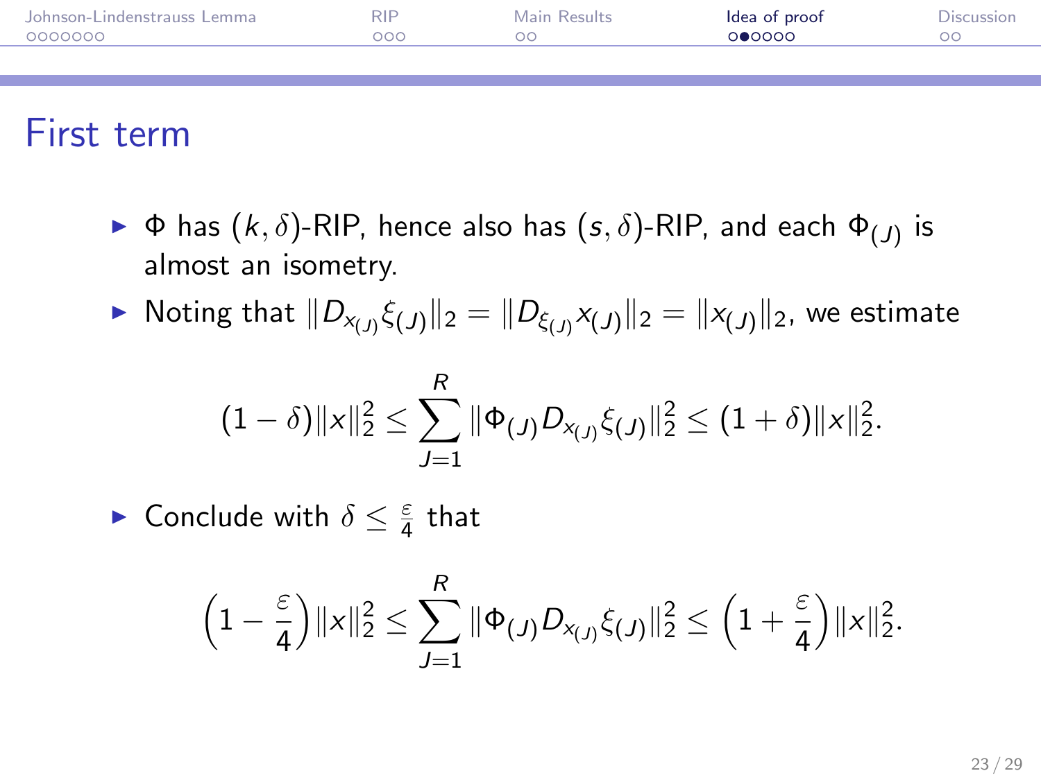# First term

- $\Phi$ has $(k, \delta)$-RIP, hence also has $(s, \delta)$-RIP, and each $\Phi_{(J)}$ is almost an isometry.
- Noting that $\|D_{x_{(J)}} \xi_{(J)}\|_2 = \|D_{\xi_{(J)}} x_{(J)}\|_2 = \|x_{(J)}\|_2$, we estimate

$$(1 - \delta)\|x\|_2^2 \leq \sum_{J=1}^{R} \|\Phi_{(J)} D_{x_{(J)}} \xi_{(J)}\|_2^2 \leq (1 + \delta)\|x\|_2^2.$$

- Conclude with $\delta \leq \frac{\varepsilon}{4}$ that

$$\left(1 - \frac{\varepsilon}{4}\right)\|x\|_2^2 \leq \sum_{J=1}^{R} \|\Phi_{(J)} D_{x_{(J)}} \xi_{(J)}\|_2^2 \leq \left(1 + \frac{\varepsilon}{4}\right)\|x\|_2^2.$$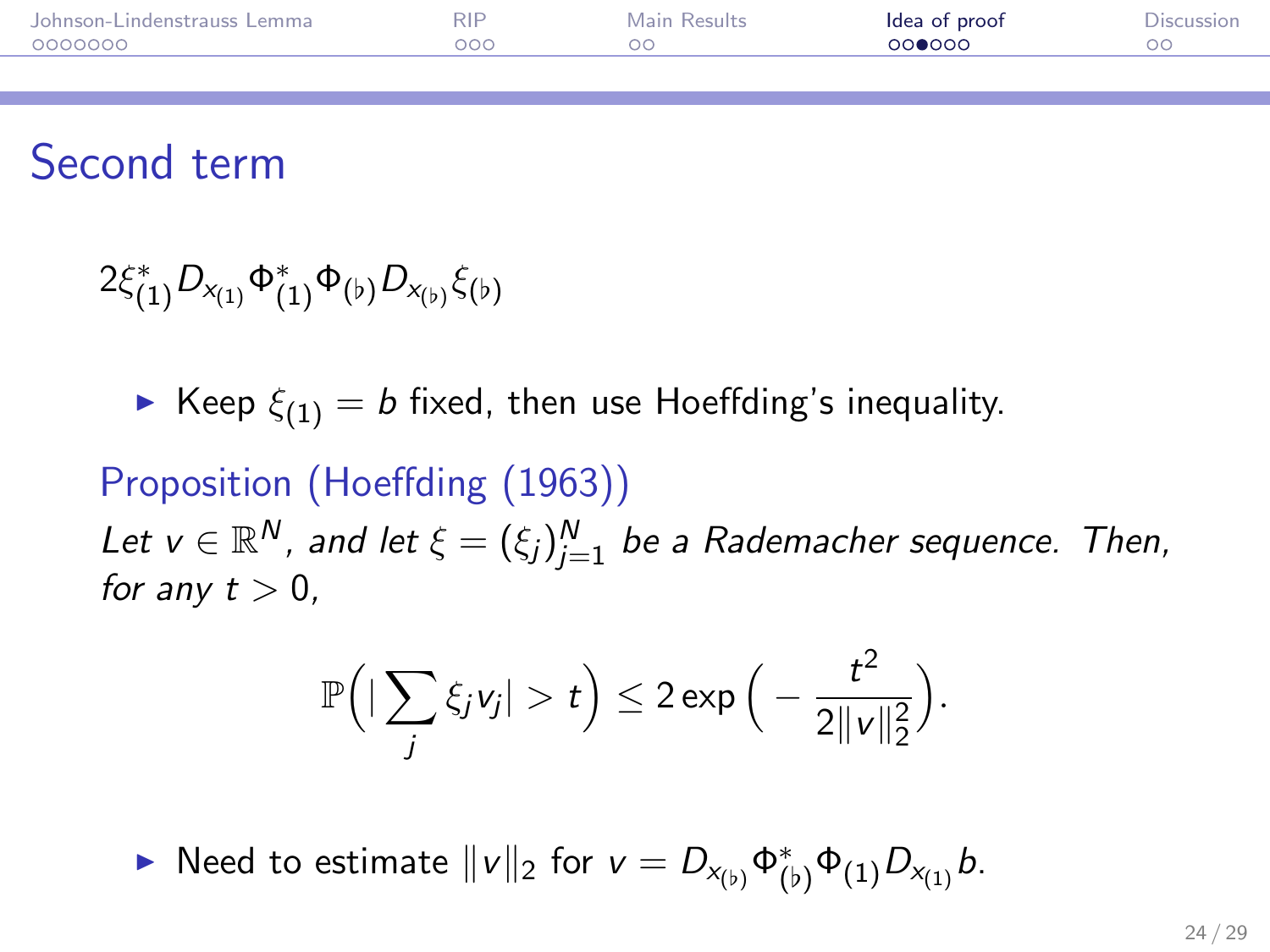# Second term

$$2\xi^*_{(1)} D_{x_{(1)}} \Phi^*_{(1)} \Phi_{(\flat)} D_{x_{(\flat)}} \xi_{(\flat)}$$

- Keep $\xi_{(1)} = b$ fixed, then use Hoeffding's inequality.

### Proposition (Hoeffding (1963))

*Let $v \in \mathbb{R}^N$, and let $\xi = (\xi_j)_{j=1}^N$ be a Rademacher sequence. Then, for any $t > 0$,*

$$\mathbb{P}\Big( |\sum_j \xi_j v_j| > t \Big) \leq 2 \exp\Big( - \frac{t^2}{2\|v\|_2^2} \Big).$$

- Need to estimate $\|v\|_2$ for $v = D_{x_{(\flat)}} \Phi^*_{(\flat)} \Phi_{(1)} D_{x_{(1)}} b$.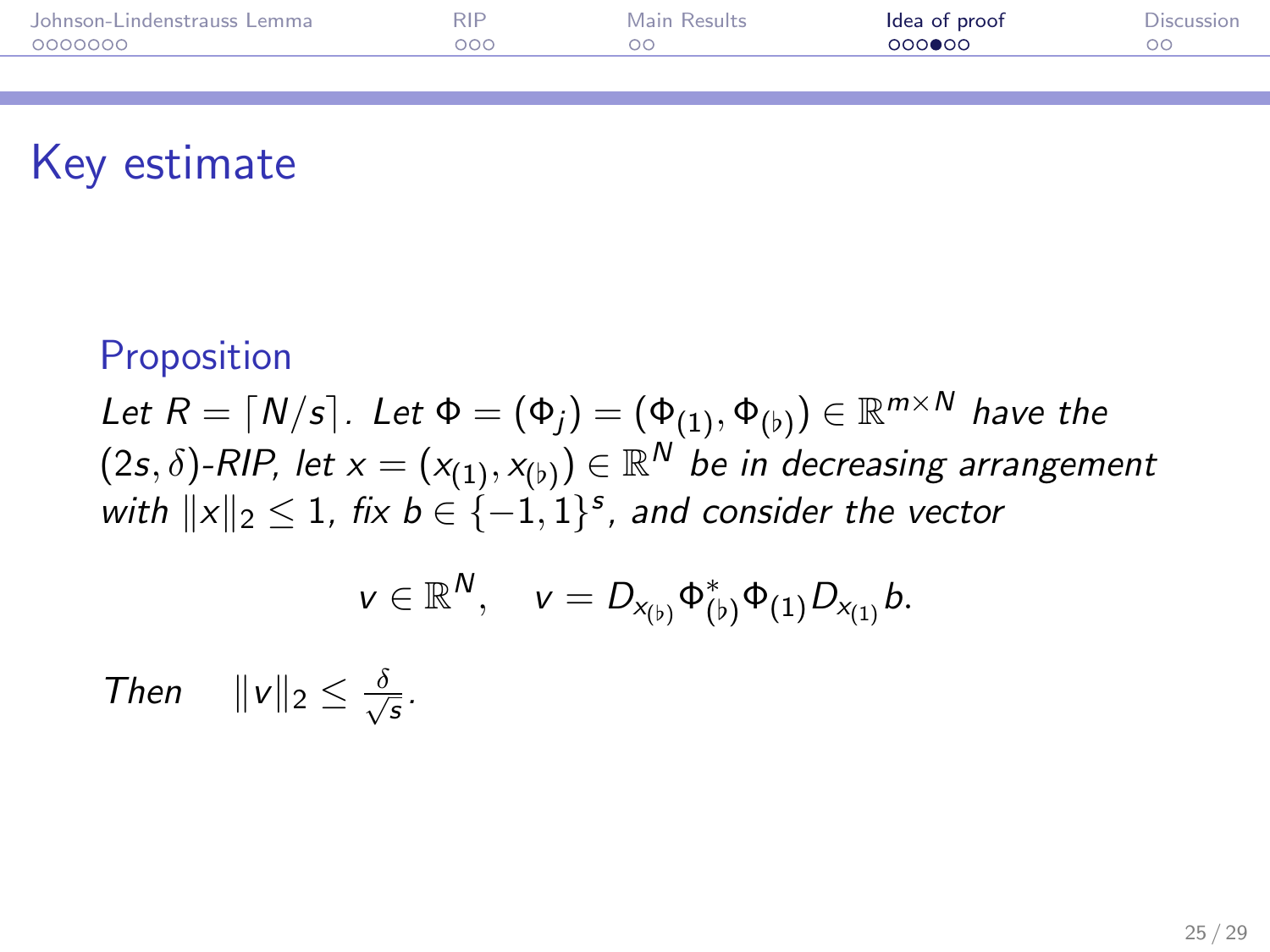# Key estimate

### Proposition

*Let $R = \lceil N/s \rceil$. Let $\Phi = (\Phi_j) = (\Phi_{(1)}, \Phi_{(\flat)}) \in \mathbb{R}^{m \times N}$ have the $(2s, \delta)$-RIP, let $x = (x_{(1)}, x_{(\flat)}) \in \mathbb{R}^N$ be in decreasing arrangement with $\|x\|_2 \leq 1$, fix $b \in \{-1, 1\}^s$, and consider the vector*

$$v \in \mathbb{R}^N, \quad v = D_{x_{(\flat)}} \Phi^*_{(\flat)} \Phi_{(1)} D_{x_{(1)}} b.$$

*Then* $\quad \|v\|_2 \leq \frac{\delta}{\sqrt{s}}$.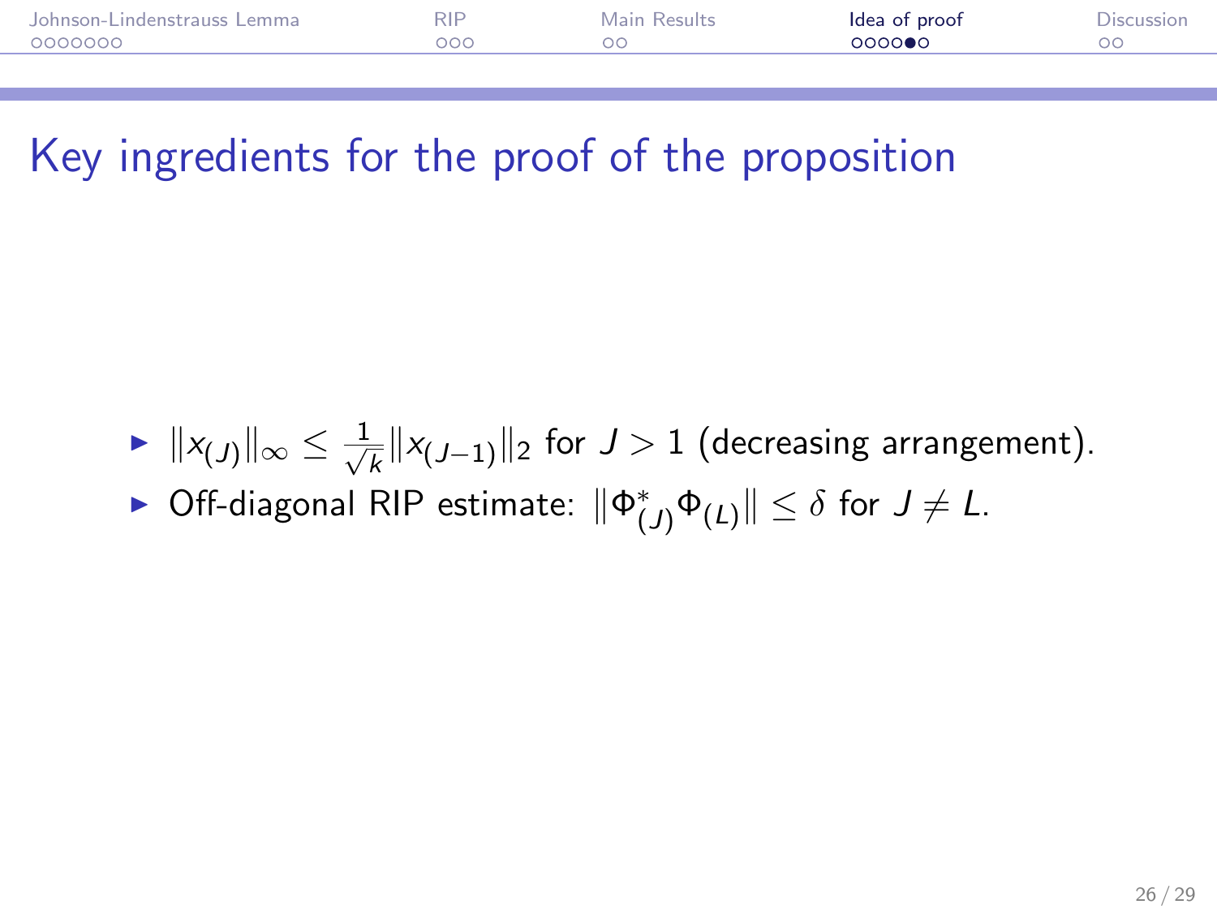# Key ingredients for the proof of the proposition

- $\|x_{(J)}\|_\infty \leq \frac{1}{\sqrt{k}}\|x_{(J-1)}\|_2$ for $J > 1$ (decreasing arrangement).
- Off-diagonal RIP estimate: $\|\Phi^*_{(J)}\Phi_{(L)}\| \leq \delta$ for $J \neq L$.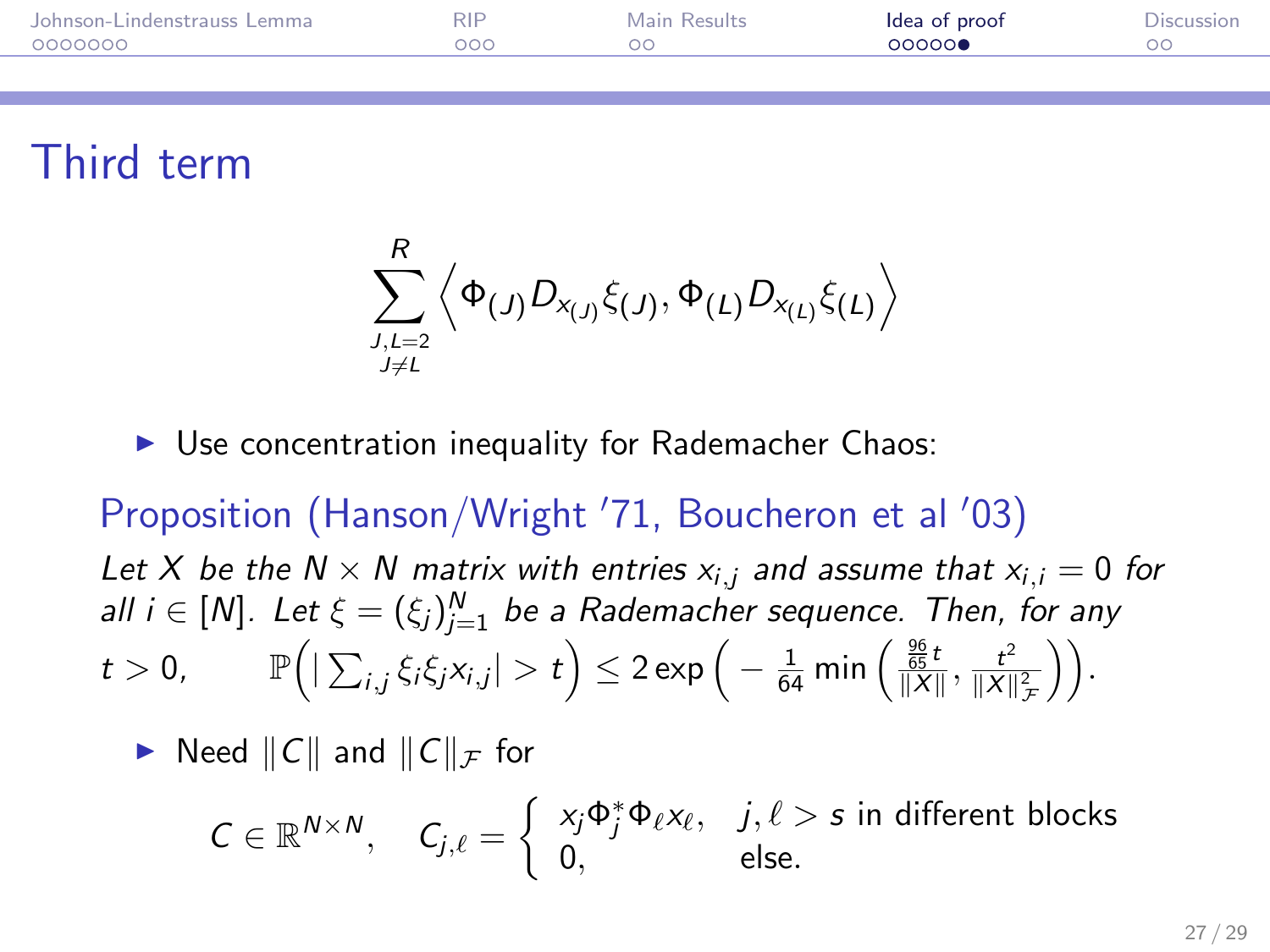# Third term

$$\sum_{\substack{J,L=2\\J\neq L}}^{R} \left\langle \Phi_{(J)} D_{x_{(J)}} \xi_{(J)}, \Phi_{(L)} D_{x_{(L)}} \xi_{(L)} \right\rangle$$

- Use concentration inequality for Rademacher Chaos:

## Proposition (Hanson/Wright '71, Boucheron et al '03)

*Let $X$ be the $N \times N$ matrix with entries $x_{i,j}$ and assume that $x_{i,i} = 0$ for all $i \in [N]$. Let $\xi = (\xi_j)_{j=1}^N$ be a Rademacher sequence. Then, for any $t > 0$,*

$$\mathbb{P}\Big( \big| \sum_{i,j} \xi_i \xi_j x_{i,j} \big| > t \Big) \leq 2 \exp\left( -\frac{1}{64} \min\left( \frac{\frac{96}{65} t}{\|X\|}, \frac{t^2}{\|X\|_{\mathcal{F}}^2} \right) \right).$$

- Need $\|C\|$ and $\|C\|_{\mathcal{F}}$ for

$$C \in \mathbb{R}^{N \times N}, \quad C_{j,\ell} = \begin{cases} x_j \Phi_j^* \Phi_\ell x_\ell, & j, \ell > s \text{ in different blocks} \\ 0, & \text{else.} \end{cases}$$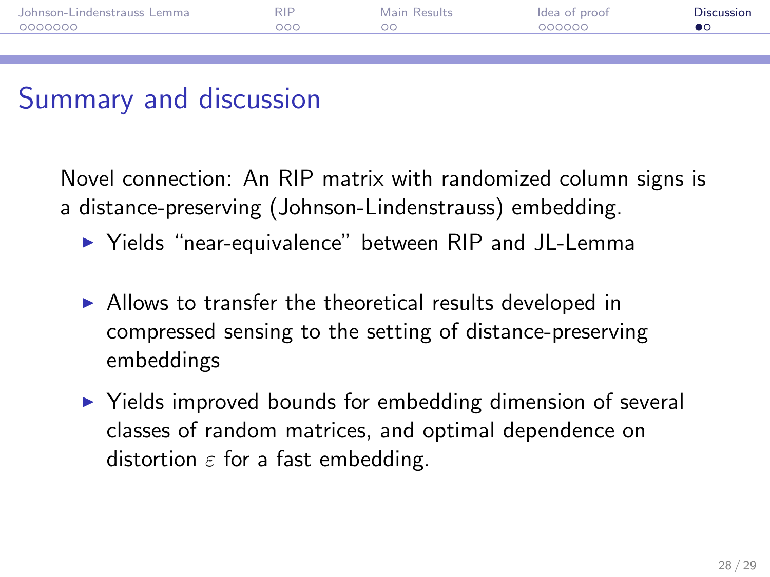# Summary and discussion

Novel connection: An RIP matrix with randomized column signs is a distance-preserving (Johnson-Lindenstrauss) embedding.

- Yields "near-equivalence" between RIP and JL-Lemma
- Allows to transfer the theoretical results developed in compressed sensing to the setting of distance-preserving embeddings
- Yields improved bounds for embedding dimension of several classes of random matrices, and optimal dependence on distortion $\varepsilon$ for a fast embedding.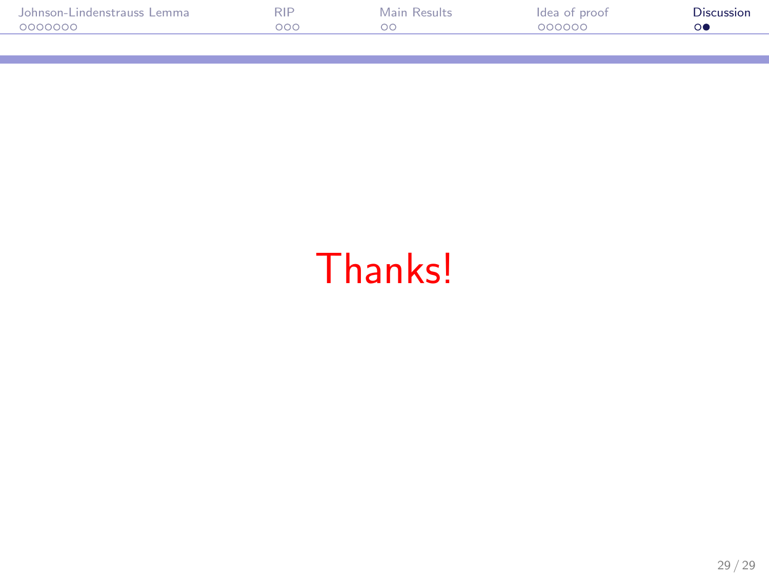Thanks!